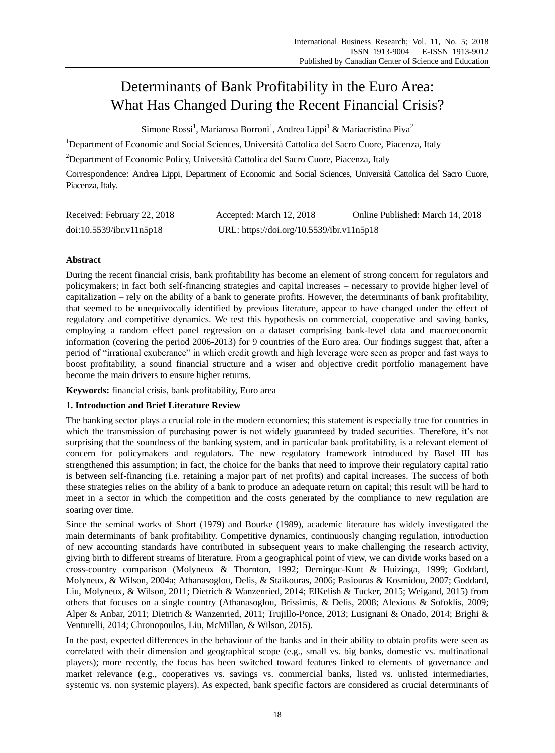# Determinants of Bank Profitability in the Euro Area: What Has Changed During the Recent Financial Crisis?

Simone Rossi[1], Mariarosa Borroni[1], Andrea Lippi[1] & Mariacristina Piva[2]

[1]Department of Economic and Social Sciences, Università Cattolica del Sacro Cuore, Piacenza, Italy

[2]Department of Economic Policy, Università Cattolica del Sacro Cuore, Piacenza, Italy

Correspondence: Andrea Lippi, Department of Economic and Social Sciences, Università Cattolica del Sacro Cuore, Piacenza, Italy.

Received: February 22, 2018 Accepted: March 12, 2018 Online Published: March 14, 2018

doi:10.5539/ibr.v11n5p18 URL: https://doi.org/10.5539/ibr.v11n5p18

## Abstract

During the recent financial crisis, bank profitability has become an element of strong concern for regulators and policymakers; in fact both self-financing strategies and capital increases – necessary to provide higher level of capitalization – rely on the ability of a bank to generate profits. However, the determinants of bank profitability, that seemed to be unequivocally identified by previous literature, appear to have changed under the effect of regulatory and competitive dynamics. We test this hypothesis on commercial, cooperative and saving banks, employing a random effect panel regression on a dataset comprising bank-level data and macroeconomic information (covering the period 2006-2013) for 9 countries of the Euro area. Our findings suggest that, after a period of "irrational exuberance" in which credit growth and high leverage were seen as proper and fast ways to boost profitability, a sound financial structure and a wiser and objective credit portfolio management have become the main drivers to ensure higher returns.

**Keywords:** financial crisis, bank profitability, Euro area

## 1. Introduction and Brief Literature Review

The banking sector plays a crucial role in the modern economies; this statement is especially true for countries in which the transmission of purchasing power is not widely guaranteed by traded securities. Therefore, it's not surprising that the soundness of the banking system, and in particular bank profitability, is a relevant element of concern for policymakers and regulators. The new regulatory framework introduced by Basel III has strengthened this assumption; in fact, the choice for the banks that need to improve their regulatory capital ratio is between self-financing (i.e. retaining a major part of net profits) and capital increases. The success of both these strategies relies on the ability of a bank to produce an adequate return on capital; this result will be hard to meet in a sector in which the competition and the costs generated by the compliance to new regulation are soaring over time.

Since the seminal works of Short (1979) and Bourke (1989), academic literature has widely investigated the main determinants of bank profitability. Competitive dynamics, continuously changing regulation, introduction of new accounting standards have contributed in subsequent years to make challenging the research activity, giving birth to different streams of literature. From a geographical point of view, we can divide works based on a cross-country comparison (Molyneux & Thornton, 1992; Demirguc-Kunt & Huizinga, 1999; Goddard, Molyneux, & Wilson, 2004a; Athanasoglou, Delis, & Staikouras, 2006; Pasiouras & Kosmidou, 2007; Goddard, Liu, Molyneux, & Wilson, 2011; Dietrich & Wanzenried, 2014; ElKelish & Tucker, 2015; Weigand, 2015) from others that focuses on a single country (Athanasoglou, Brissimis, & Delis, 2008; Alexious & Sofoklis, 2009; Alper & Anbar, 2011; Dietrich & Wanzenried, 2011; Trujillo-Ponce, 2013; Lusignani & Onado, 2014; Brighi & Venturelli, 2014; Chronopoulos, Liu, McMillan, & Wilson, 2015).

In the past, expected differences in the behaviour of the banks and in their ability to obtain profits were seen as correlated with their dimension and geographical scope (e.g., small vs. big banks, domestic vs. multinational players); more recently, the focus has been switched toward features linked to elements of governance and market relevance (e.g., cooperatives vs. savings vs. commercial banks, listed vs. unlisted intermediaries, systemic vs. non systemic players). As expected, bank specific factors are considered as crucial determinants of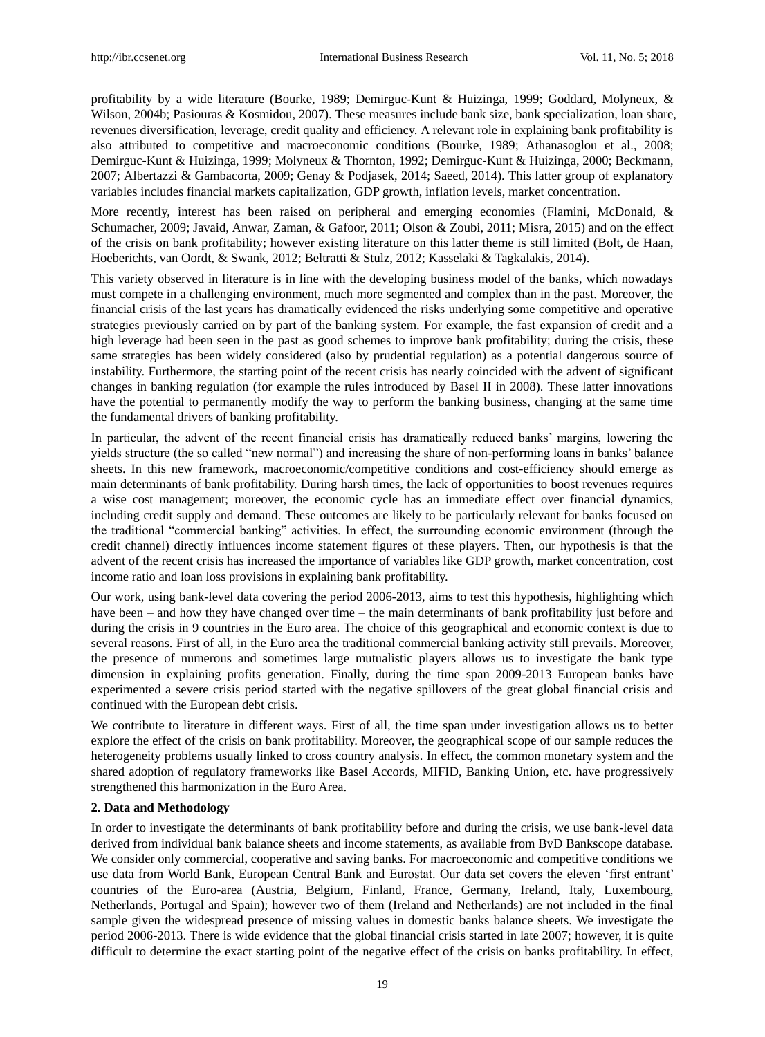profitability by a wide literature (Bourke, 1989; Demirguc-Kunt & Huizinga, 1999; Goddard, Molyneux, & Wilson, 2004b; Pasiouras & Kosmidou, 2007). These measures include bank size, bank specialization, loan share, revenues diversification, leverage, credit quality and efficiency. A relevant role in explaining bank profitability is also attributed to competitive and macroeconomic conditions (Bourke, 1989; Athanasoglou et al., 2008; Demirguc-Kunt & Huizinga, 1999; Molyneux & Thornton, 1992; Demirguc-Kunt & Huizinga, 2000; Beckmann, 2007; Albertazzi & Gambacorta, 2009; Genay & Podjasek, 2014; Saeed, 2014). This latter group of explanatory variables includes financial markets capitalization, GDP growth, inflation levels, market concentration.

More recently, interest has been raised on peripheral and emerging economies (Flamini, McDonald, & Schumacher, 2009; Javaid, Anwar, Zaman, & Gafoor, 2011; Olson & Zoubi, 2011; Misra, 2015) and on the effect of the crisis on bank profitability; however existing literature on this latter theme is still limited (Bolt, de Haan, Hoeberichts, van Oordt, & Swank, 2012; Beltratti & Stulz, 2012; Kasselaki & Tagkalakis, 2014).

This variety observed in literature is in line with the developing business model of the banks, which nowadays must compete in a challenging environment, much more segmented and complex than in the past. Moreover, the financial crisis of the last years has dramatically evidenced the risks underlying some competitive and operative strategies previously carried on by part of the banking system. For example, the fast expansion of credit and a high leverage had been seen in the past as good schemes to improve bank profitability; during the crisis, these same strategies has been widely considered (also by prudential regulation) as a potential dangerous source of instability. Furthermore, the starting point of the recent crisis has nearly coincided with the advent of significant changes in banking regulation (for example the rules introduced by Basel II in 2008). These latter innovations have the potential to permanently modify the way to perform the banking business, changing at the same time the fundamental drivers of banking profitability.

In particular, the advent of the recent financial crisis has dramatically reduced banks' margins, lowering the yields structure (the so called "new normal") and increasing the share of non-performing loans in banks' balance sheets. In this new framework, macroeconomic/competitive conditions and cost-efficiency should emerge as main determinants of bank profitability. During harsh times, the lack of opportunities to boost revenues requires a wise cost management; moreover, the economic cycle has an immediate effect over financial dynamics, including credit supply and demand. These outcomes are likely to be particularly relevant for banks focused on the traditional "commercial banking" activities. In effect, the surrounding economic environment (through the credit channel) directly influences income statement figures of these players. Then, our hypothesis is that the advent of the recent crisis has increased the importance of variables like GDP growth, market concentration, cost income ratio and loan loss provisions in explaining bank profitability.

Our work, using bank-level data covering the period 2006-2013, aims to test this hypothesis, highlighting which have been – and how they have changed over time – the main determinants of bank profitability just before and during the crisis in 9 countries in the Euro area. The choice of this geographical and economic context is due to several reasons. First of all, in the Euro area the traditional commercial banking activity still prevails. Moreover, the presence of numerous and sometimes large mutualistic players allows us to investigate the bank type dimension in explaining profits generation. Finally, during the time span 2009-2013 European banks have experimented a severe crisis period started with the negative spillovers of the great global financial crisis and continued with the European debt crisis.

We contribute to literature in different ways. First of all, the time span under investigation allows us to better explore the effect of the crisis on bank profitability. Moreover, the geographical scope of our sample reduces the heterogeneity problems usually linked to cross country analysis. In effect, the common monetary system and the shared adoption of regulatory frameworks like Basel Accords, MIFID, Banking Union, etc. have progressively strengthened this harmonization in the Euro Area.

## 2. Data and Methodology

In order to investigate the determinants of bank profitability before and during the crisis, we use bank-level data derived from individual bank balance sheets and income statements, as available from BvD Bankscope database. We consider only commercial, cooperative and saving banks. For macroeconomic and competitive conditions we use data from World Bank, European Central Bank and Eurostat. Our data set covers the eleven 'first entrant' countries of the Euro-area (Austria, Belgium, Finland, France, Germany, Ireland, Italy, Luxembourg, Netherlands, Portugal and Spain); however two of them (Ireland and Netherlands) are not included in the final sample given the widespread presence of missing values in domestic banks balance sheets. We investigate the period 2006-2013. There is wide evidence that the global financial crisis started in late 2007; however, it is quite difficult to determine the exact starting point of the negative effect of the crisis on banks profitability. In effect,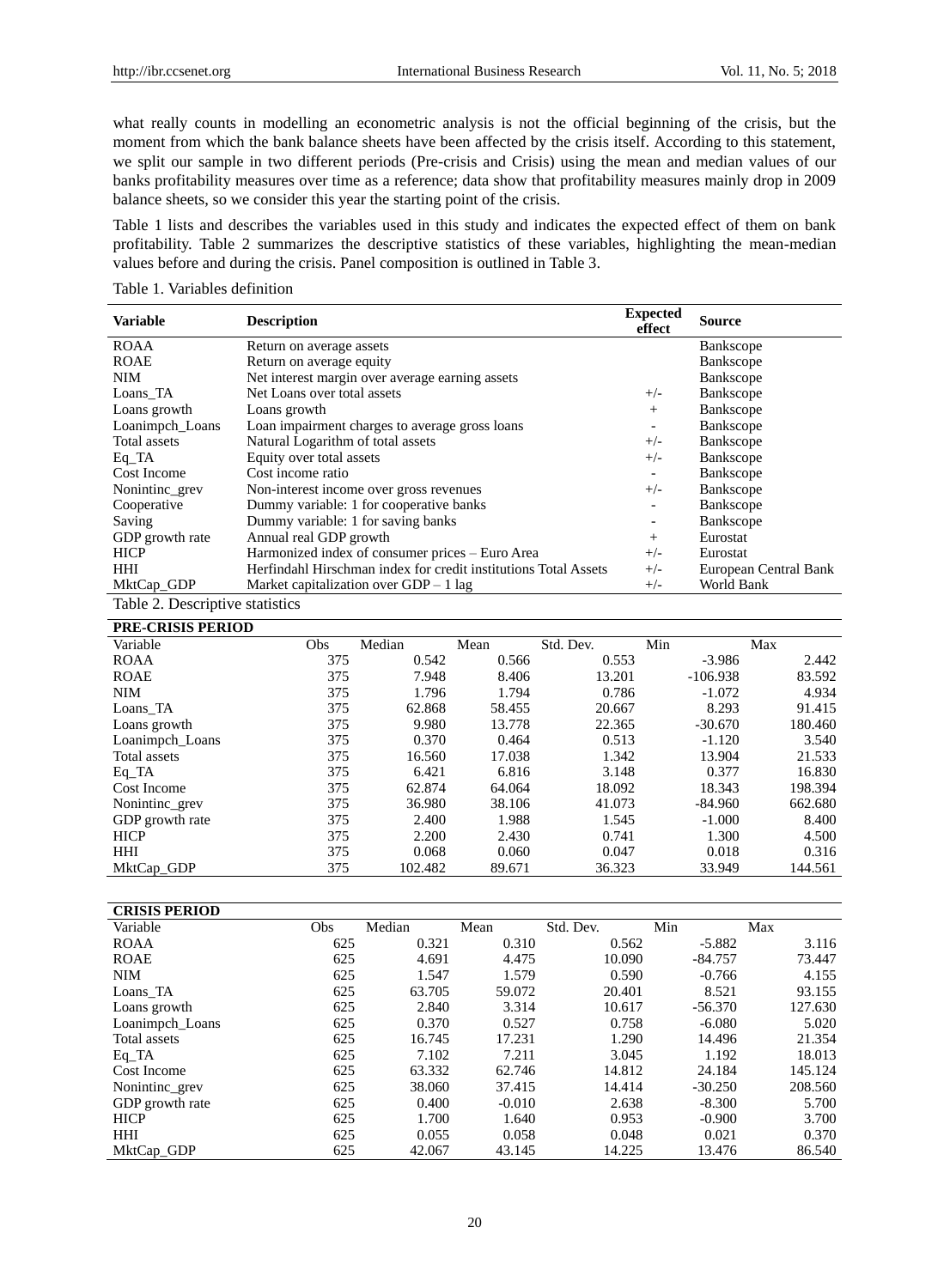what really counts in modelling an econometric analysis is not the official beginning of the crisis, but the moment from which the bank balance sheets have been affected by the crisis itself. According to this statement, we split our sample in two different periods (Pre-crisis and Crisis) using the mean and median values of our banks profitability measures over time as a reference; data show that profitability measures mainly drop in 2009 balance sheets, so we consider this year the starting point of the crisis.

Table 1 lists and describes the variables used in this study and indicates the expected effect of them on bank profitability. Table 2 summarizes the descriptive statistics of these variables, highlighting the mean-median values before and during the crisis. Panel composition is outlined in Table 3.

Table 1. Variables definition

| Variable | Description | Expected effect | Source |
|---|---|---|---|
| ROAA | Return on average assets | | Bankscope |
| ROAE | Return on average equity | | Bankscope |
| NIM | Net interest margin over average earning assets | | Bankscope |
| Loans_TA | Net Loans over total assets | +/- | Bankscope |
| Loans growth | Loans growth | + | Bankscope |
| Loanimpch_Loans | Loan impairment charges to average gross loans | - | Bankscope |
| Total assets | Natural Logarithm of total assets | +/- | Bankscope |
| Eq_TA | Equity over total assets | +/- | Bankscope |
| Cost Income | Cost income ratio | - | Bankscope |
| Nonintinc_grev | Non-interest income over gross revenues | +/- | Bankscope |
| Cooperative | Dummy variable: 1 for cooperative banks | - | Bankscope |
| Saving | Dummy variable: 1 for saving banks | - | Bankscope |
| GDP growth rate | Annual real GDP growth | + | Eurostat |
| HICP | Harmonized index of consumer prices – Euro Area | +/- | Eurostat |
| HHI | Herfindahl Hirschman index for credit institutions Total Assets | +/- | European Central Bank |
| MktCap_GDP | Market capitalization over GDP – 1 lag | +/- | World Bank |

Table 2. Descriptive statistics

| **PRE-CRISIS PERIOD** | | | | | | |
|---|---|---|---|---|---|---|
| Variable | Obs | Median | Mean | Std. Dev. | Min | Max |
| ROAA | 375 | 0.542 | 0.566 | 0.553 | -3.986 | 2.442 |
| ROAE | 375 | 7.948 | 8.406 | 13.201 | -106.938 | 83.592 |
| NIM | 375 | 1.796 | 1.794 | 0.786 | -1.072 | 4.934 |
| Loans_TA | 375 | 62.868 | 58.455 | 20.667 | 8.293 | 91.415 |
| Loans growth | 375 | 9.980 | 13.778 | 22.365 | -30.670 | 180.460 |
| Loanimpch_Loans | 375 | 0.370 | 0.464 | 0.513 | -1.120 | 3.540 |
| Total assets | 375 | 16.560 | 17.038 | 1.342 | 13.904 | 21.533 |
| Eq_TA | 375 | 6.421 | 6.816 | 3.148 | 0.377 | 16.830 |
| Cost Income | 375 | 62.874 | 64.064 | 18.092 | 18.343 | 198.394 |
| Nonintinc_grev | 375 | 36.980 | 38.106 | 41.073 | -84.960 | 662.680 |
| GDP growth rate | 375 | 2.400 | 1.988 | 1.545 | -1.000 | 8.400 |
| HICP | 375 | 2.200 | 2.430 | 0.741 | 1.300 | 4.500 |
| HHI | 375 | 0.068 | 0.060 | 0.047 | 0.018 | 0.316 |
| MktCap_GDP | 375 | 102.482 | 89.671 | 36.323 | 33.949 | 144.561 |

| **CRISIS PERIOD** | | | | | | |
|---|---|---|---|---|---|---|
| Variable | Obs | Median | Mean | Std. Dev. | Min | Max |
| ROAA | 625 | 0.321 | 0.310 | 0.562 | -5.882 | 3.116 |
| ROAE | 625 | 4.691 | 4.475 | 10.090 | -84.757 | 73.447 |
| NIM | 625 | 1.547 | 1.579 | 0.590 | -0.766 | 4.155 |
| Loans_TA | 625 | 63.705 | 59.072 | 20.401 | 8.521 | 93.155 |
| Loans growth | 625 | 2.840 | 3.314 | 10.617 | -56.370 | 127.630 |
| Loanimpch_Loans | 625 | 0.370 | 0.527 | 0.758 | -6.080 | 5.020 |
| Total assets | 625 | 16.745 | 17.231 | 1.290 | 14.496 | 21.354 |
| Eq_TA | 625 | 7.102 | 7.211 | 3.045 | 1.192 | 18.013 |
| Cost Income | 625 | 63.332 | 62.746 | 14.812 | 24.184 | 145.124 |
| Nonintinc_grev | 625 | 38.060 | 37.415 | 14.414 | -30.250 | 208.560 |
| GDP growth rate | 625 | 0.400 | -0.010 | 2.638 | -8.300 | 5.700 |
| HICP | 625 | 1.700 | 1.640 | 0.953 | -0.900 | 3.700 |
| HHI | 625 | 0.055 | 0.058 | 0.048 | 0.021 | 0.370 |
| MktCap_GDP | 625 | 42.067 | 43.145 | 14.225 | 13.476 | 86.540 |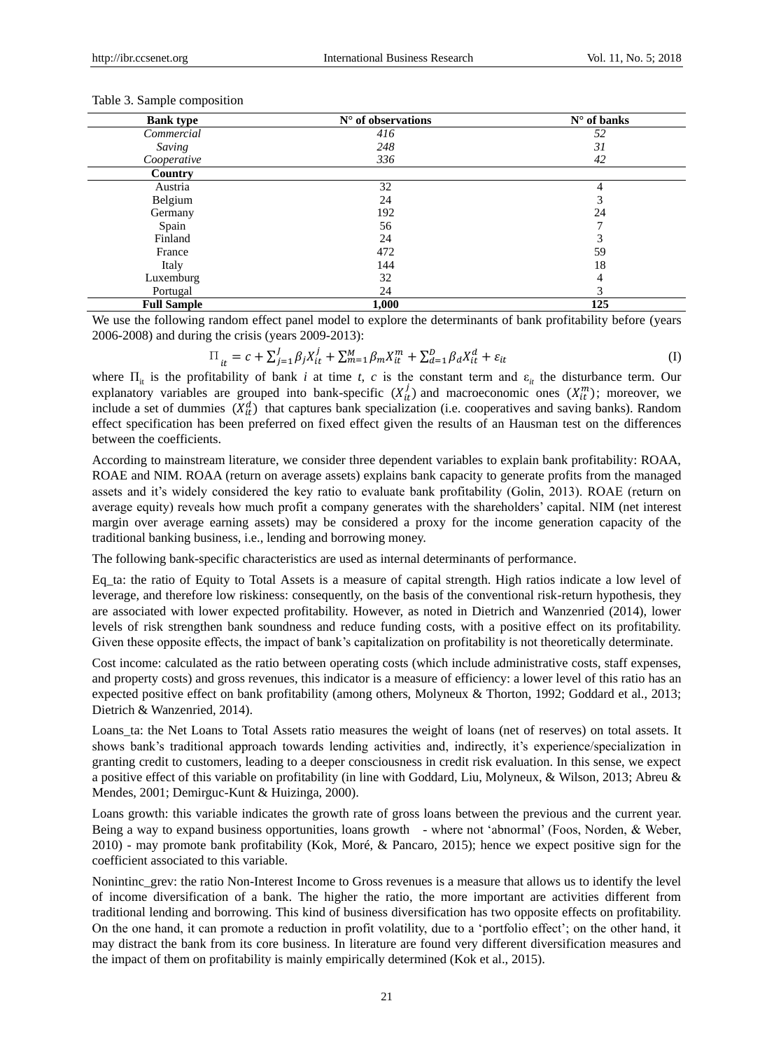Table 3. Sample composition

| Bank type | N° of observations | N° of banks |
|---|---|---|
| *Commercial* | *416* | *52* |
| *Saving* | *248* | *31* |
| *Cooperative* | *336* | *42* |
| **Country** | | |
| Austria | 32 | 4 |
| Belgium | 24 | 3 |
| Germany | 192 | 24 |
| Spain | 56 | 7 |
| Finland | 24 | 3 |
| France | 472 | 59 |
| Italy | 144 | 18 |
| Luxemburg | 32 | 4 |
| Portugal | 24 | 3 |
| **Full Sample** | **1,000** | **125** |

We use the following random effect panel model to explore the determinants of bank profitability before (years 2006-2008) and during the crisis (years 2009-2013):

$$\Pi_{it} = c + \sum_{j=1}^{J} \beta_j X_{it}^{j} + \sum_{m=1}^{M} \beta_m X_{it}^{m} + \sum_{d=1}^{D} \beta_d X_{it}^{d} + \varepsilon_{it} \tag{I}$$

where $\Pi_{it}$ is the profitability of bank *i* at time *t*, *c* is the constant term and $\varepsilon_{it}$ the disturbance term. Our explanatory variables are grouped into bank-specific ($X_{it}^{j}$) and macroeconomic ones ($X_{it}^{m}$); moreover, we include a set of dummies ($X_{it}^{d}$) that captures bank specialization (i.e. cooperatives and saving banks). Random effect specification has been preferred on fixed effect given the results of an Hausman test on the differences between the coefficients.

According to mainstream literature, we consider three dependent variables to explain bank profitability: ROAA, ROAE and NIM. ROAA (return on average assets) explains bank capacity to generate profits from the managed assets and it's widely considered the key ratio to evaluate bank profitability (Golin, 2013). ROAE (return on average equity) reveals how much profit a company generates with the shareholders' capital. NIM (net interest margin over average earning assets) may be considered a proxy for the income generation capacity of the traditional banking business, i.e., lending and borrowing money.

The following bank-specific characteristics are used as internal determinants of performance.

Eq_ta: the ratio of Equity to Total Assets is a measure of capital strength. High ratios indicate a low level of leverage, and therefore low riskiness: consequently, on the basis of the conventional risk-return hypothesis, they are associated with lower expected profitability. However, as noted in Dietrich and Wanzenried (2014), lower levels of risk strengthen bank soundness and reduce funding costs, with a positive effect on its profitability. Given these opposite effects, the impact of bank's capitalization on profitability is not theoretically determinate.

Cost income: calculated as the ratio between operating costs (which include administrative costs, staff expenses, and property costs) and gross revenues, this indicator is a measure of efficiency: a lower level of this ratio has an expected positive effect on bank profitability (among others, Molyneux & Thorton, 1992; Goddard et al., 2013; Dietrich & Wanzenried, 2014).

Loans_ta: the Net Loans to Total Assets ratio measures the weight of loans (net of reserves) on total assets. It shows bank's traditional approach towards lending activities and, indirectly, it's experience/specialization in granting credit to customers, leading to a deeper consciousness in credit risk evaluation. In this sense, we expect a positive effect of this variable on profitability (in line with Goddard, Liu, Molyneux, & Wilson, 2013; Abreu & Mendes, 2001; Demirguc-Kunt & Huizinga, 2000).

Loans growth: this variable indicates the growth rate of gross loans between the previous and the current year. Being a way to expand business opportunities, loans growth - where not 'abnormal' (Foos, Norden, & Weber, 2010) - may promote bank profitability (Kok, Moré, & Pancaro, 2015); hence we expect positive sign for the coefficient associated to this variable.

Nonintinc_grev: the ratio Non-Interest Income to Gross revenues is a measure that allows us to identify the level of income diversification of a bank. The higher the ratio, the more important are activities different from traditional lending and borrowing. This kind of business diversification has two opposite effects on profitability. On the one hand, it can promote a reduction in profit volatility, due to a 'portfolio effect'; on the other hand, it may distract the bank from its core business. In literature are found very different diversification measures and the impact of them on profitability is mainly empirically determined (Kok et al., 2015).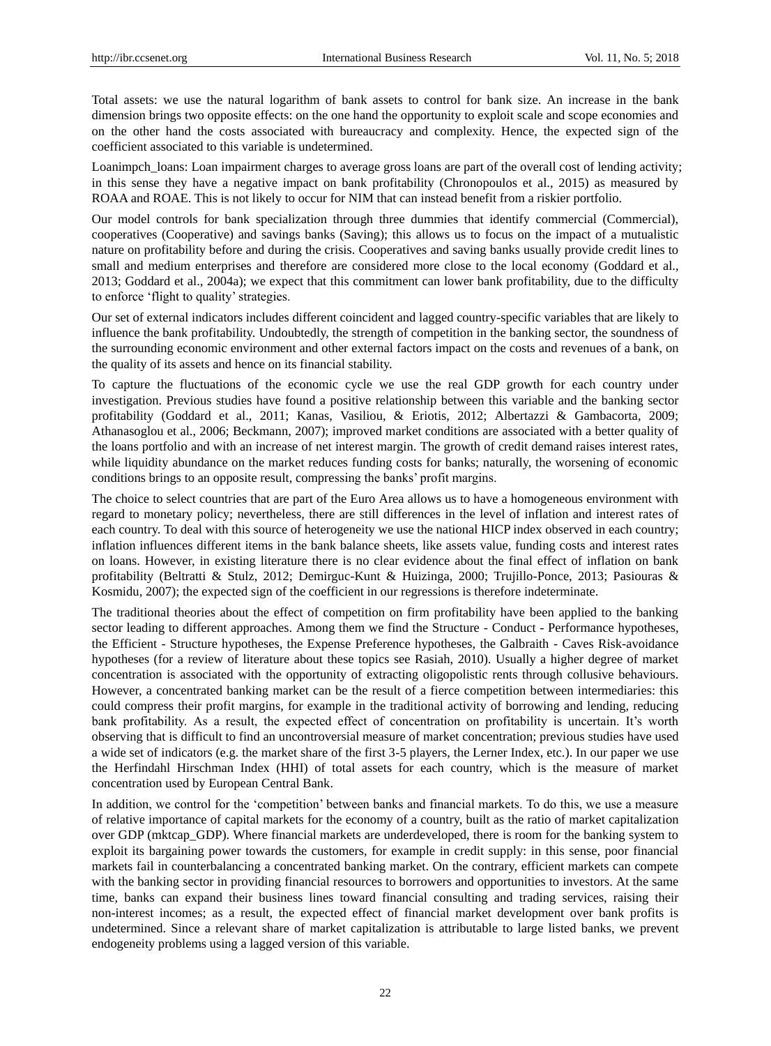Total assets: we use the natural logarithm of bank assets to control for bank size. An increase in the bank dimension brings two opposite effects: on the one hand the opportunity to exploit scale and scope economies and on the other hand the costs associated with bureaucracy and complexity. Hence, the expected sign of the coefficient associated to this variable is undetermined.

Loanimpch_loans: Loan impairment charges to average gross loans are part of the overall cost of lending activity; in this sense they have a negative impact on bank profitability (Chronopoulos et al., 2015) as measured by ROAA and ROAE. This is not likely to occur for NIM that can instead benefit from a riskier portfolio.

Our model controls for bank specialization through three dummies that identify commercial (Commercial), cooperatives (Cooperative) and savings banks (Saving); this allows us to focus on the impact of a mutualistic nature on profitability before and during the crisis. Cooperatives and saving banks usually provide credit lines to small and medium enterprises and therefore are considered more close to the local economy (Goddard et al., 2013; Goddard et al., 2004a); we expect that this commitment can lower bank profitability, due to the difficulty to enforce 'flight to quality' strategies.

Our set of external indicators includes different coincident and lagged country-specific variables that are likely to influence the bank profitability. Undoubtedly, the strength of competition in the banking sector, the soundness of the surrounding economic environment and other external factors impact on the costs and revenues of a bank, on the quality of its assets and hence on its financial stability.

To capture the fluctuations of the economic cycle we use the real GDP growth for each country under investigation. Previous studies have found a positive relationship between this variable and the banking sector profitability (Goddard et al., 2011; Kanas, Vasiliou, & Eriotis, 2012; Albertazzi & Gambacorta, 2009; Athanasoglou et al., 2006; Beckmann, 2007); improved market conditions are associated with a better quality of the loans portfolio and with an increase of net interest margin. The growth of credit demand raises interest rates, while liquidity abundance on the market reduces funding costs for banks; naturally, the worsening of economic conditions brings to an opposite result, compressing the banks' profit margins.

The choice to select countries that are part of the Euro Area allows us to have a homogeneous environment with regard to monetary policy; nevertheless, there are still differences in the level of inflation and interest rates of each country. To deal with this source of heterogeneity we use the national HICP index observed in each country; inflation influences different items in the bank balance sheets, like assets value, funding costs and interest rates on loans. However, in existing literature there is no clear evidence about the final effect of inflation on bank profitability (Beltratti & Stulz, 2012; Demirguc-Kunt & Huizinga, 2000; Trujillo-Ponce, 2013; Pasiouras & Kosmidu, 2007); the expected sign of the coefficient in our regressions is therefore indeterminate.

The traditional theories about the effect of competition on firm profitability have been applied to the banking sector leading to different approaches. Among them we find the Structure - Conduct - Performance hypotheses, the Efficient - Structure hypotheses, the Expense Preference hypotheses, the Galbraith - Caves Risk-avoidance hypotheses (for a review of literature about these topics see Rasiah, 2010). Usually a higher degree of market concentration is associated with the opportunity of extracting oligopolistic rents through collusive behaviours. However, a concentrated banking market can be the result of a fierce competition between intermediaries: this could compress their profit margins, for example in the traditional activity of borrowing and lending, reducing bank profitability. As a result, the expected effect of concentration on profitability is uncertain. It's worth observing that is difficult to find an uncontroversial measure of market concentration; previous studies have used a wide set of indicators (e.g. the market share of the first 3-5 players, the Lerner Index, etc.). In our paper we use the Herfindahl Hirschman Index (HHI) of total assets for each country, which is the measure of market concentration used by European Central Bank.

In addition, we control for the 'competition' between banks and financial markets. To do this, we use a measure of relative importance of capital markets for the economy of a country, built as the ratio of market capitalization over GDP (mktcap_GDP). Where financial markets are underdeveloped, there is room for the banking system to exploit its bargaining power towards the customers, for example in credit supply: in this sense, poor financial markets fail in counterbalancing a concentrated banking market. On the contrary, efficient markets can compete with the banking sector in providing financial resources to borrowers and opportunities to investors. At the same time, banks can expand their business lines toward financial consulting and trading services, raising their non-interest incomes; as a result, the expected effect of financial market development over bank profits is undetermined. Since a relevant share of market capitalization is attributable to large listed banks, we prevent endogeneity problems using a lagged version of this variable.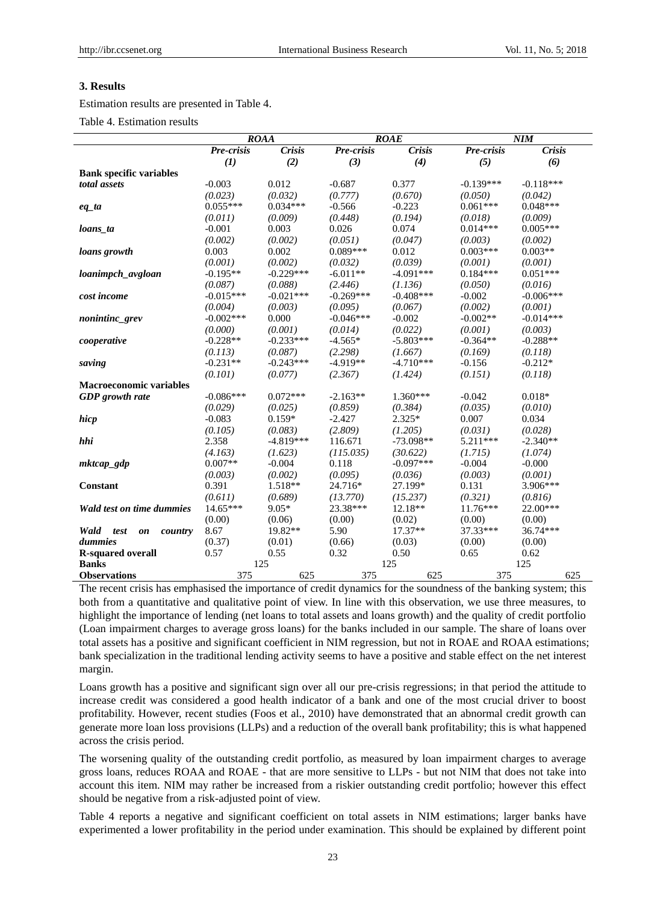## 3. Results

Estimation results are presented in Table 4.

Table 4. Estimation results

| | *ROAA* | | *ROAE* | | *NIM* | |
|---|---|---|---|---|---|---|
| | *Pre-crisis* | *Crisis* | *Pre-crisis* | *Crisis* | *Pre-crisis* | *Crisis* |
| | *(1)* | *(2)* | *(3)* | *(4)* | *(5)* | *(6)* |
| **Bank specific variables** | | | | | | |
| ***total assets*** | -0.003 | 0.012 | -0.687 | 0.377 | -0.139*** | -0.118*** |
| | *(0.023)* | *(0.032)* | *(0.777)* | *(0.670)* | *(0.050)* | *(0.042)* |
| ***eq_ta*** | 0.055*** | 0.034*** | -0.566 | -0.223 | 0.061*** | 0.048*** |
| | *(0.011)* | *(0.009)* | *(0.448)* | *(0.194)* | *(0.018)* | *(0.009)* |
| ***loans_ta*** | -0.001 | 0.003 | 0.026 | 0.074 | 0.014*** | 0.005*** |
| | *(0.002)* | *(0.002)* | *(0.051)* | *(0.047)* | *(0.003)* | *(0.002)* |
| ***loans growth*** | 0.003 | 0.002 | 0.089*** | 0.012 | 0.003*** | 0.003** |
| | *(0.001)* | *(0.002)* | *(0.032)* | *(0.039)* | *(0.001)* | *(0.001)* |
| ***loanimpch_avgloan*** | -0.195** | -0.229*** | -6.011** | -4.091*** | 0.184*** | 0.051*** |
| | *(0.087)* | *(0.088)* | *(2.446)* | *(1.136)* | *(0.050)* | *(0.016)* |
| ***cost income*** | -0.015*** | -0.021*** | -0.269*** | -0.408*** | -0.002 | -0.006*** |
| | *(0.004)* | *(0.003)* | *(0.095)* | *(0.067)* | *(0.002)* | *(0.001)* |
| ***nonintinc_grev*** | -0.002*** | 0.000 | -0.046*** | -0.002 | -0.002** | -0.014*** |
| | *(0.000)* | *(0.001)* | *(0.014)* | *(0.022)* | *(0.001)* | *(0.003)* |
| ***cooperative*** | -0.228** | -0.233*** | -4.565* | -5.803*** | -0.364** | -0.288** |
| | *(0.113)* | *(0.087)* | *(2.298)* | *(1.667)* | *(0.169)* | *(0.118)* |
| ***saving*** | -0.231** | -0.243*** | -4.919** | -4.710*** | -0.156 | -0.212* |
| | *(0.101)* | *(0.077)* | *(2.367)* | *(1.424)* | *(0.151)* | *(0.118)* |
| **Macroeconomic variables** | | | | | | |
| ***GDP growth rate*** | -0.086*** | 0.072*** | -2.163** | 1.360*** | -0.042 | 0.018* |
| | *(0.029)* | *(0.025)* | *(0.859)* | *(0.384)* | *(0.035)* | *(0.010)* |
| ***hicp*** | -0.083 | 0.159* | -2.427 | 2.325* | 0.007 | 0.034 |
| | *(0.105)* | *(0.083)* | *(2.809)* | *(1.205)* | *(0.031)* | *(0.028)* |
| ***hhi*** | 2.358 | -4.819*** | 116.671 | -73.098** | 5.211*** | -2.340** |
| | *(4.163)* | *(1.623)* | *(115.035)* | *(30.622)* | *(1.715)* | *(1.074)* |
| ***mktcap_gdp*** | 0.007** | -0.004 | 0.118 | -0.097*** | -0.004 | -0.000 |
| | *(0.003)* | *(0.002)* | *(0.095)* | *(0.036)* | *(0.003)* | *(0.001)* |
| **Constant** | 0.391 | 1.518** | 24.716* | 27.199* | 0.131 | 3.906*** |
| | *(0.611)* | *(0.689)* | *(13.770)* | *(15.237)* | *(0.321)* | *(0.816)* |
| ***Wald test on time dummies*** | 14.65*** | 9.05* | 23.38*** | 12.18** | 11.76*** | 22.00*** |
| | (0.00) | (0.06) | (0.00) | (0.02) | (0.00) | (0.00) |
| ***Wald test on country dummies*** | 8.67 | 19.82** | 5.90 | 17.37** | 37.33*** | 36.74*** |
| | (0.37) | (0.01) | (0.66) | (0.03) | (0.00) | (0.00) |
| **R-squared overall** | 0.57 | 0.55 | 0.32 | 0.50 | 0.65 | 0.62 |
| **Banks** | 125 | | 125 | | 125 | |
| **Observations** | 375 | 625 | 375 | 625 | 375 | 625 |

The recent crisis has emphasised the importance of credit dynamics for the soundness of the banking system; this both from a quantitative and qualitative point of view. In line with this observation, we use three measures, to highlight the importance of lending (net loans to total assets and loans growth) and the quality of credit portfolio (Loan impairment charges to average gross loans) for the banks included in our sample. The share of loans over total assets has a positive and significant coefficient in NIM regression, but not in ROAE and ROAA estimations; bank specialization in the traditional lending activity seems to have a positive and stable effect on the net interest margin.

Loans growth has a positive and significant sign over all our pre-crisis regressions; in that period the attitude to increase credit was considered a good health indicator of a bank and one of the most crucial driver to boost profitability. However, recent studies (Foos et al., 2010) have demonstrated that an abnormal credit growth can generate more loan loss provisions (LLPs) and a reduction of the overall bank profitability; this is what happened across the crisis period.

The worsening quality of the outstanding credit portfolio, as measured by loan impairment charges to average gross loans, reduces ROAA and ROAE - that are more sensitive to LLPs - but not NIM that does not take into account this item. NIM may rather be increased from a riskier outstanding credit portfolio; however this effect should be negative from a risk-adjusted point of view.

Table 4 reports a negative and significant coefficient on total assets in NIM estimations; larger banks have experimented a lower profitability in the period under examination. This should be explained by different point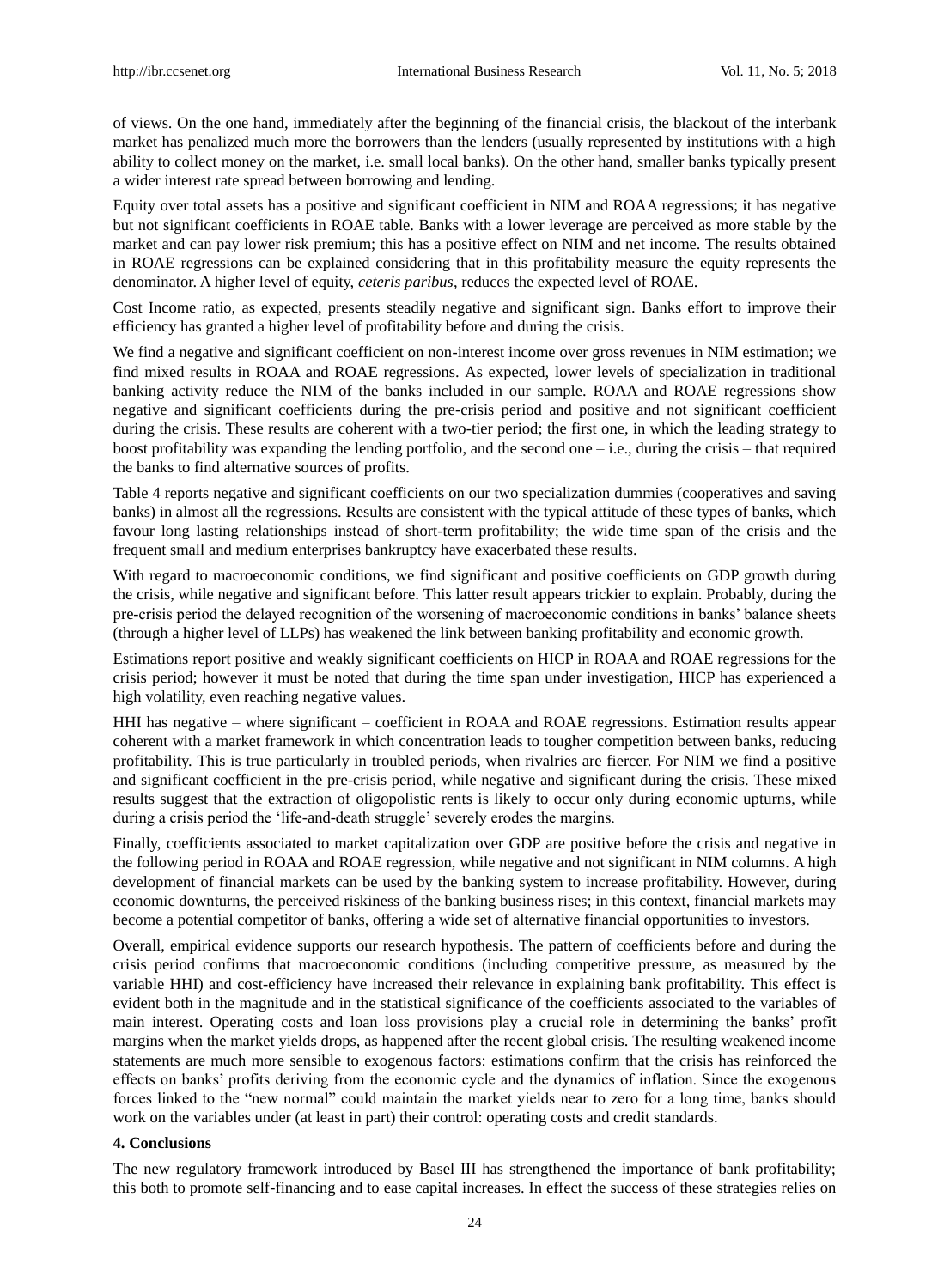of views. On the one hand, immediately after the beginning of the financial crisis, the blackout of the interbank market has penalized much more the borrowers than the lenders (usually represented by institutions with a high ability to collect money on the market, i.e. small local banks). On the other hand, smaller banks typically present a wider interest rate spread between borrowing and lending.

Equity over total assets has a positive and significant coefficient in NIM and ROAA regressions; it has negative but not significant coefficients in ROAE table. Banks with a lower leverage are perceived as more stable by the market and can pay lower risk premium; this has a positive effect on NIM and net income. The results obtained in ROAE regressions can be explained considering that in this profitability measure the equity represents the denominator. A higher level of equity, *ceteris paribus*, reduces the expected level of ROAE.

Cost Income ratio, as expected, presents steadily negative and significant sign. Banks effort to improve their efficiency has granted a higher level of profitability before and during the crisis.

We find a negative and significant coefficient on non-interest income over gross revenues in NIM estimation; we find mixed results in ROAA and ROAE regressions. As expected, lower levels of specialization in traditional banking activity reduce the NIM of the banks included in our sample. ROAA and ROAE regressions show negative and significant coefficients during the pre-crisis period and positive and not significant coefficient during the crisis. These results are coherent with a two-tier period; the first one, in which the leading strategy to boost profitability was expanding the lending portfolio, and the second one – i.e., during the crisis – that required the banks to find alternative sources of profits.

Table 4 reports negative and significant coefficients on our two specialization dummies (cooperatives and saving banks) in almost all the regressions. Results are consistent with the typical attitude of these types of banks, which favour long lasting relationships instead of short-term profitability; the wide time span of the crisis and the frequent small and medium enterprises bankruptcy have exacerbated these results.

With regard to macroeconomic conditions, we find significant and positive coefficients on GDP growth during the crisis, while negative and significant before. This latter result appears trickier to explain. Probably, during the pre-crisis period the delayed recognition of the worsening of macroeconomic conditions in banks' balance sheets (through a higher level of LLPs) has weakened the link between banking profitability and economic growth.

Estimations report positive and weakly significant coefficients on HICP in ROAA and ROAE regressions for the crisis period; however it must be noted that during the time span under investigation, HICP has experienced a high volatility, even reaching negative values.

HHI has negative – where significant – coefficient in ROAA and ROAE regressions. Estimation results appear coherent with a market framework in which concentration leads to tougher competition between banks, reducing profitability. This is true particularly in troubled periods, when rivalries are fiercer. For NIM we find a positive and significant coefficient in the pre-crisis period, while negative and significant during the crisis. These mixed results suggest that the extraction of oligopolistic rents is likely to occur only during economic upturns, while during a crisis period the 'life-and-death struggle' severely erodes the margins.

Finally, coefficients associated to market capitalization over GDP are positive before the crisis and negative in the following period in ROAA and ROAE regression, while negative and not significant in NIM columns. A high development of financial markets can be used by the banking system to increase profitability. However, during economic downturns, the perceived riskiness of the banking business rises; in this context, financial markets may become a potential competitor of banks, offering a wide set of alternative financial opportunities to investors.

Overall, empirical evidence supports our research hypothesis. The pattern of coefficients before and during the crisis period confirms that macroeconomic conditions (including competitive pressure, as measured by the variable HHI) and cost-efficiency have increased their relevance in explaining bank profitability. This effect is evident both in the magnitude and in the statistical significance of the coefficients associated to the variables of main interest. Operating costs and loan loss provisions play a crucial role in determining the banks' profit margins when the market yields drops, as happened after the recent global crisis. The resulting weakened income statements are much more sensible to exogenous factors: estimations confirm that the crisis has reinforced the effects on banks' profits deriving from the economic cycle and the dynamics of inflation. Since the exogenous forces linked to the "new normal" could maintain the market yields near to zero for a long time, banks should work on the variables under (at least in part) their control: operating costs and credit standards.

## 4. Conclusions

The new regulatory framework introduced by Basel III has strengthened the importance of bank profitability; this both to promote self-financing and to ease capital increases. In effect the success of these strategies relies on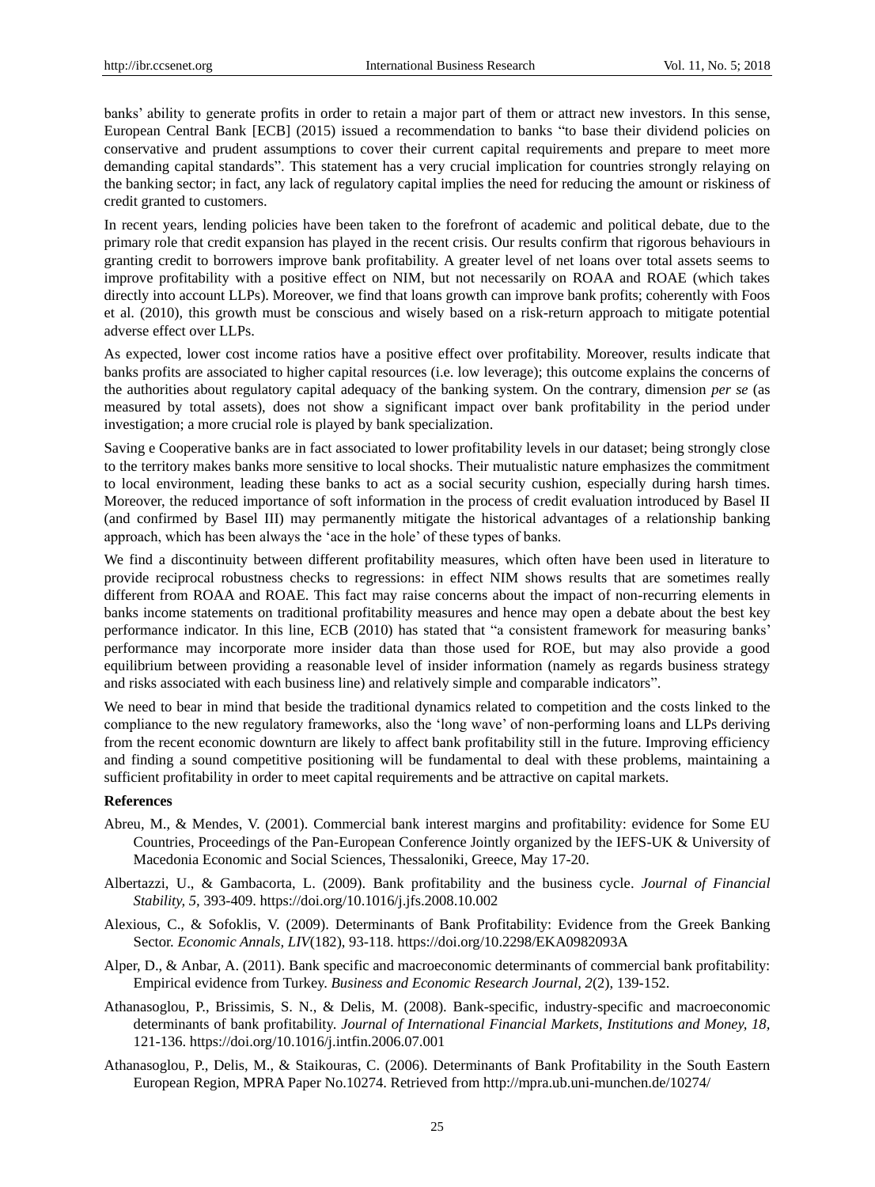banks' ability to generate profits in order to retain a major part of them or attract new investors. In this sense, European Central Bank [ECB] (2015) issued a recommendation to banks "to base their dividend policies on conservative and prudent assumptions to cover their current capital requirements and prepare to meet more demanding capital standards". This statement has a very crucial implication for countries strongly relaying on the banking sector; in fact, any lack of regulatory capital implies the need for reducing the amount or riskiness of credit granted to customers.

In recent years, lending policies have been taken to the forefront of academic and political debate, due to the primary role that credit expansion has played in the recent crisis. Our results confirm that rigorous behaviours in granting credit to borrowers improve bank profitability. A greater level of net loans over total assets seems to improve profitability with a positive effect on NIM, but not necessarily on ROAA and ROAE (which takes directly into account LLPs). Moreover, we find that loans growth can improve bank profits; coherently with Foos et al. (2010), this growth must be conscious and wisely based on a risk-return approach to mitigate potential adverse effect over LLPs.

As expected, lower cost income ratios have a positive effect over profitability. Moreover, results indicate that banks profits are associated to higher capital resources (i.e. low leverage); this outcome explains the concerns of the authorities about regulatory capital adequacy of the banking system. On the contrary, dimension *per se* (as measured by total assets), does not show a significant impact over bank profitability in the period under investigation; a more crucial role is played by bank specialization.

Saving e Cooperative banks are in fact associated to lower profitability levels in our dataset; being strongly close to the territory makes banks more sensitive to local shocks. Their mutualistic nature emphasizes the commitment to local environment, leading these banks to act as a social security cushion, especially during harsh times. Moreover, the reduced importance of soft information in the process of credit evaluation introduced by Basel II (and confirmed by Basel III) may permanently mitigate the historical advantages of a relationship banking approach, which has been always the 'ace in the hole' of these types of banks.

We find a discontinuity between different profitability measures, which often have been used in literature to provide reciprocal robustness checks to regressions: in effect NIM shows results that are sometimes really different from ROAA and ROAE. This fact may raise concerns about the impact of non-recurring elements in banks income statements on traditional profitability measures and hence may open a debate about the best key performance indicator. In this line, ECB (2010) has stated that "a consistent framework for measuring banks' performance may incorporate more insider data than those used for ROE, but may also provide a good equilibrium between providing a reasonable level of insider information (namely as regards business strategy and risks associated with each business line) and relatively simple and comparable indicators".

We need to bear in mind that beside the traditional dynamics related to competition and the costs linked to the compliance to the new regulatory frameworks, also the 'long wave' of non-performing loans and LLPs deriving from the recent economic downturn are likely to affect bank profitability still in the future. Improving efficiency and finding a sound competitive positioning will be fundamental to deal with these problems, maintaining a sufficient profitability in order to meet capital requirements and be attractive on capital markets.

**References**

Abreu, M., & Mendes, V. (2001). Commercial bank interest margins and profitability: evidence for Some EU Countries, Proceedings of the Pan-European Conference Jointly organized by the IEFS-UK & University of Macedonia Economic and Social Sciences, Thessaloniki, Greece, May 17-20.

Albertazzi, U., & Gambacorta, L. (2009). Bank profitability and the business cycle. *Journal of Financial Stability, 5*, 393-409. https://doi.org/10.1016/j.jfs.2008.10.002

Alexious, C., & Sofoklis, V. (2009). Determinants of Bank Profitability: Evidence from the Greek Banking Sector. *Economic Annals, LIV*(182), 93-118. https://doi.org/10.2298/EKA0982093A

Alper, D., & Anbar, A. (2011). Bank specific and macroeconomic determinants of commercial bank profitability: Empirical evidence from Turkey. *Business and Economic Research Journal, 2*(2), 139-152.

Athanasoglou, P., Brissimis, S. N., & Delis, M. (2008). Bank-specific, industry-specific and macroeconomic determinants of bank profitability. *Journal of International Financial Markets, Institutions and Money, 18*, 121-136. https://doi.org/10.1016/j.intfin.2006.07.001

Athanasoglou, P., Delis, M., & Staikouras, C. (2006). Determinants of Bank Profitability in the South Eastern European Region, MPRA Paper No.10274. Retrieved from http://mpra.ub.uni-munchen.de/10274/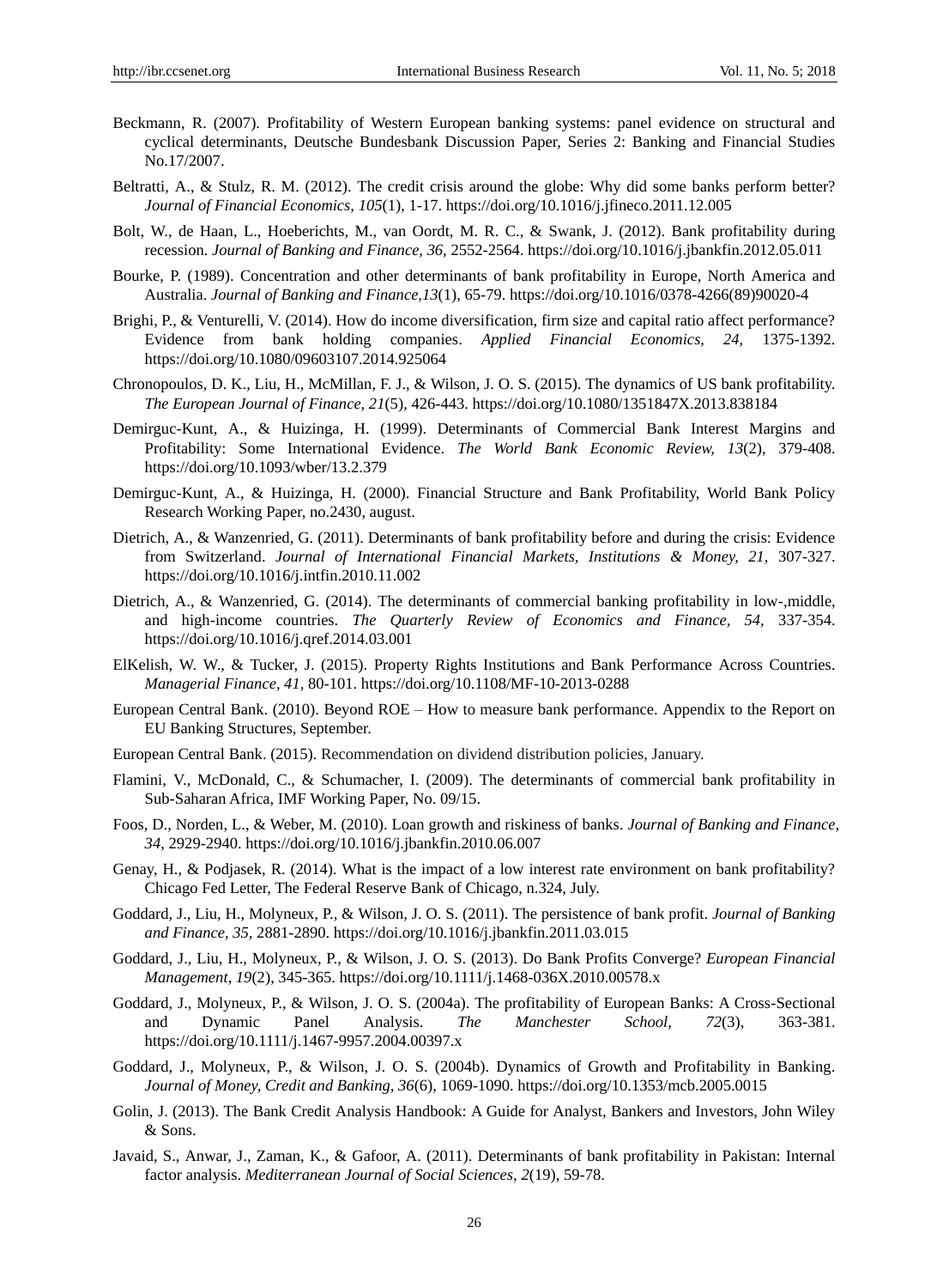Beckmann, R. (2007). Profitability of Western European banking systems: panel evidence on structural and cyclical determinants, Deutsche Bundesbank Discussion Paper, Series 2: Banking and Financial Studies No.17/2007.

Beltratti, A., & Stulz, R. M. (2012). The credit crisis around the globe: Why did some banks perform better? *Journal of Financial Economics, 105*(1), 1-17. https://doi.org/10.1016/j.jfineco.2011.12.005

Bolt, W., de Haan, L., Hoeberichts, M., van Oordt, M. R. C., & Swank, J. (2012). Bank profitability during recession. *Journal of Banking and Finance, 36*, 2552-2564. https://doi.org/10.1016/j.jbankfin.2012.05.011

Bourke, P. (1989). Concentration and other determinants of bank profitability in Europe, North America and Australia. *Journal of Banking and Finance,13*(1), 65-79. https://doi.org/10.1016/0378-4266(89)90020-4

Brighi, P., & Venturelli, V. (2014). How do income diversification, firm size and capital ratio affect performance? Evidence from bank holding companies. *Applied Financial Economics, 24*, 1375-1392. https://doi.org/10.1080/09603107.2014.925064

Chronopoulos, D. K., Liu, H., McMillan, F. J., & Wilson, J. O. S. (2015). The dynamics of US bank profitability. *The European Journal of Finance, 21*(5), 426-443. https://doi.org/10.1080/1351847X.2013.838184

Demirguc-Kunt, A., & Huizinga, H. (1999). Determinants of Commercial Bank Interest Margins and Profitability: Some International Evidence. *The World Bank Economic Review, 13*(2), 379-408. https://doi.org/10.1093/wber/13.2.379

Demirguc-Kunt, A., & Huizinga, H. (2000). Financial Structure and Bank Profitability, World Bank Policy Research Working Paper, no.2430, august.

Dietrich, A., & Wanzenried, G. (2011). Determinants of bank profitability before and during the crisis: Evidence from Switzerland. *Journal of International Financial Markets, Institutions & Money, 21*, 307-327. https://doi.org/10.1016/j.intfin.2010.11.002

Dietrich, A., & Wanzenried, G. (2014). The determinants of commercial banking profitability in low-,middle, and high-income countries. *The Quarterly Review of Economics and Finance, 54*, 337-354. https://doi.org/10.1016/j.qref.2014.03.001

ElKelish, W. W., & Tucker, J. (2015). Property Rights Institutions and Bank Performance Across Countries. *Managerial Finance, 41*, 80-101. https://doi.org/10.1108/MF-10-2013-0288

European Central Bank. (2010). Beyond ROE – How to measure bank performance. Appendix to the Report on EU Banking Structures, September.

European Central Bank. (2015). Recommendation on dividend distribution policies, January.

Flamini, V., McDonald, C., & Schumacher, I. (2009). The determinants of commercial bank profitability in Sub-Saharan Africa, IMF Working Paper, No. 09/15.

Foos, D., Norden, L., & Weber, M. (2010). Loan growth and riskiness of banks. *Journal of Banking and Finance, 34*, 2929-2940. https://doi.org/10.1016/j.jbankfin.2010.06.007

Genay, H., & Podjasek, R. (2014). What is the impact of a low interest rate environment on bank profitability? Chicago Fed Letter, The Federal Reserve Bank of Chicago, n.324, July.

Goddard, J., Liu, H., Molyneux, P., & Wilson, J. O. S. (2011). The persistence of bank profit. *Journal of Banking and Finance, 35*, 2881-2890. https://doi.org/10.1016/j.jbankfin.2011.03.015

Goddard, J., Liu, H., Molyneux, P., & Wilson, J. O. S. (2013). Do Bank Profits Converge? *European Financial Management, 19*(2), 345-365. https://doi.org/10.1111/j.1468-036X.2010.00578.x

Goddard, J., Molyneux, P., & Wilson, J. O. S. (2004a). The profitability of European Banks: A Cross-Sectional and Dynamic Panel Analysis. *The Manchester School, 72*(3), 363-381. https://doi.org/10.1111/j.1467-9957.2004.00397.x

Goddard, J., Molyneux, P., & Wilson, J. O. S. (2004b). Dynamics of Growth and Profitability in Banking. *Journal of Money, Credit and Banking, 36*(6), 1069-1090. https://doi.org/10.1353/mcb.2005.0015

Golin, J. (2013). The Bank Credit Analysis Handbook: A Guide for Analyst, Bankers and Investors, John Wiley & Sons.

Javaid, S., Anwar, J., Zaman, K., & Gafoor, A. (2011). Determinants of bank profitability in Pakistan: Internal factor analysis. *Mediterranean Journal of Social Sciences, 2*(19), 59-78.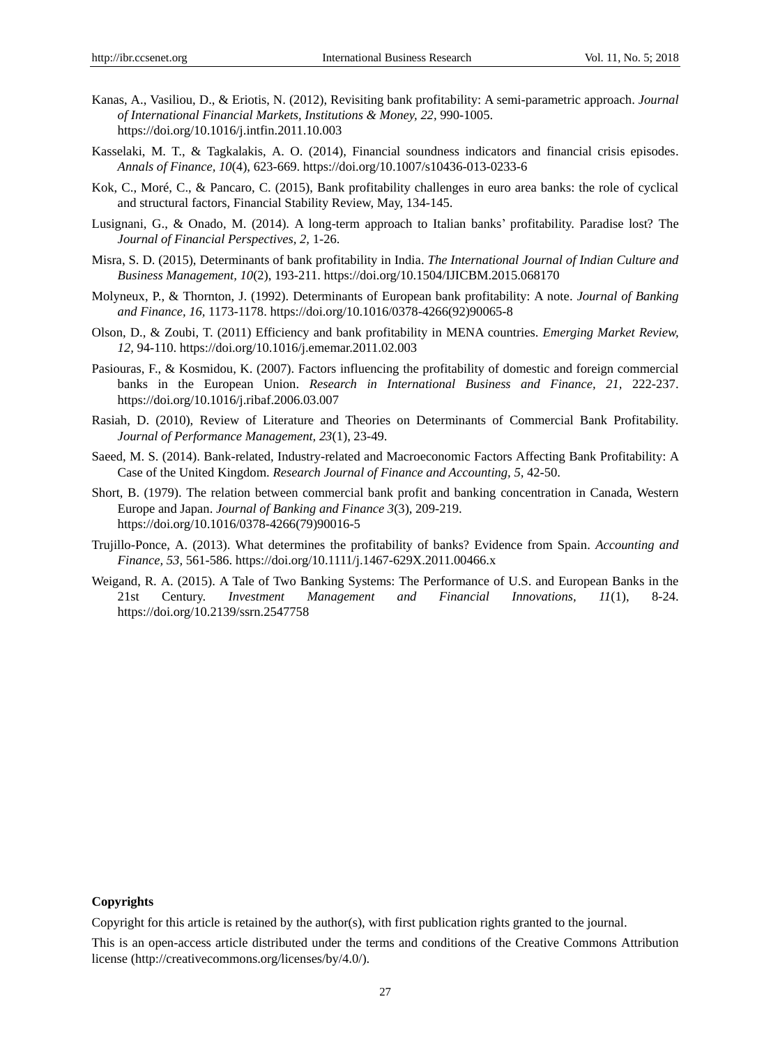Kanas, A., Vasiliou, D., & Eriotis, N. (2012), Revisiting bank profitability: A semi-parametric approach. *Journal of International Financial Markets, Institutions & Money, 22,* 990-1005. https://doi.org/10.1016/j.intfin.2011.10.003

Kasselaki, M. T., & Tagkalakis, A. O. (2014), Financial soundness indicators and financial crisis episodes. *Annals of Finance, 10*(4), 623-669. https://doi.org/10.1007/s10436-013-0233-6

Kok, C., Moré, C., & Pancaro, C. (2015), Bank profitability challenges in euro area banks: the role of cyclical and structural factors, Financial Stability Review, May, 134-145.

Lusignani, G., & Onado, M. (2014). A long-term approach to Italian banks' profitability. Paradise lost? The *Journal of Financial Perspectives, 2,* 1-26.

Misra, S. D. (2015), Determinants of bank profitability in India. *The International Journal of Indian Culture and Business Management, 10*(2), 193-211. https://doi.org/10.1504/IJICBM.2015.068170

Molyneux, P., & Thornton, J. (1992). Determinants of European bank profitability: A note. *Journal of Banking and Finance, 16,* 1173-1178. https://doi.org/10.1016/0378-4266(92)90065-8

Olson, D., & Zoubi, T. (2011) Efficiency and bank profitability in MENA countries. *Emerging Market Review, 12,* 94-110. https://doi.org/10.1016/j.ememar.2011.02.003

Pasiouras, F., & Kosmidou, K. (2007). Factors influencing the profitability of domestic and foreign commercial banks in the European Union. *Research in International Business and Finance, 21,* 222-237. https://doi.org/10.1016/j.ribaf.2006.03.007

Rasiah, D. (2010), Review of Literature and Theories on Determinants of Commercial Bank Profitability. *Journal of Performance Management, 23*(1), 23-49.

Saeed, M. S. (2014). Bank-related, Industry-related and Macroeconomic Factors Affecting Bank Profitability: A Case of the United Kingdom. *Research Journal of Finance and Accounting, 5,* 42-50.

Short, B. (1979). The relation between commercial bank profit and banking concentration in Canada, Western Europe and Japan. *Journal of Banking and Finance 3*(3), 209-219. https://doi.org/10.1016/0378-4266(79)90016-5

Trujillo-Ponce, A. (2013). What determines the profitability of banks? Evidence from Spain. *Accounting and Finance, 53,* 561-586. https://doi.org/10.1111/j.1467-629X.2011.00466.x

Weigand, R. A. (2015). A Tale of Two Banking Systems: The Performance of U.S. and European Banks in the 21st Century. *Investment Management and Financial Innovations, 11*(1), 8-24. https://doi.org/10.2139/ssrn.2547758

**Copyrights**

Copyright for this article is retained by the author(s), with first publication rights granted to the journal.

This is an open-access article distributed under the terms and conditions of the Creative Commons Attribution license (http://creativecommons.org/licenses/by/4.0/).